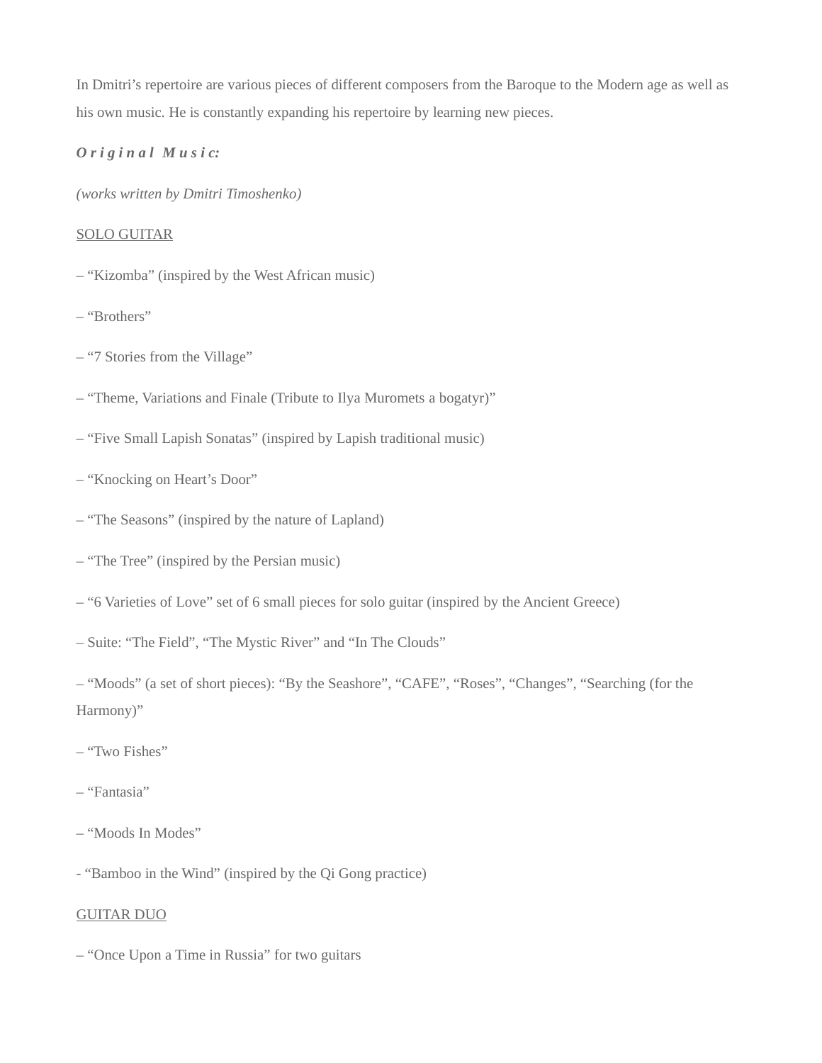In Dmitri's repertoire are various pieces of different composers from the Baroque to the Modern age as well as his own music. He is constantly expanding his repertoire by learning new pieces.

***Original Music:***

*(works written by Dmitri Timoshenko)*

SOLO GUITAR

– "Kizomba" (inspired by the West African music)

– "Brothers"

– "7 Stories from the Village"

– "Theme, Variations and Finale (Tribute to Ilya Muromets a bogatyr)"

– "Five Small Lapish Sonatas" (inspired by Lapish traditional music)

– "Knocking on Heart's Door"

– "The Seasons" (inspired by the nature of Lapland)

– "The Tree" (inspired by the Persian music)

– "6 Varieties of Love" set of 6 small pieces for solo guitar (inspired by the Ancient Greece)

– Suite: "The Field", "The Mystic River" and "In The Clouds"

– "Moods" (a set of short pieces): "By the Seashore", "CAFE", "Roses", "Changes", "Searching (for the Harmony)"

– "Two Fishes"

– "Fantasia"

– "Moods In Modes"

- "Bamboo in the Wind" (inspired by the Qi Gong practice)

GUITAR DUO

– "Once Upon a Time in Russia" for two guitars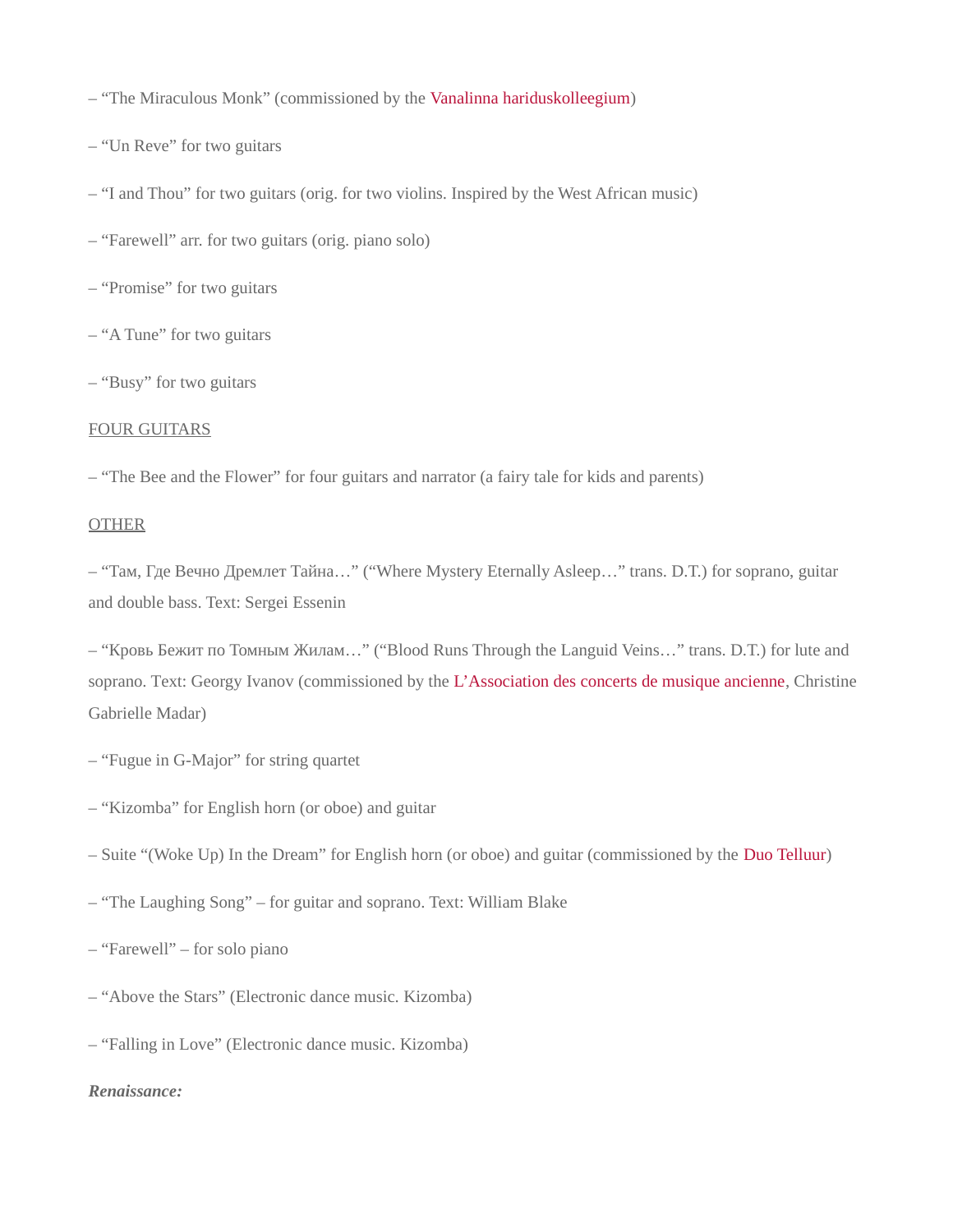– “The Miraculous Monk” (commissioned by the Vanalinna hariduskolleegium)

– “Un Reve” for two guitars

– “I and Thou” for two guitars (orig. for two violins. Inspired by the West African music)

– “Farewell” arr. for two guitars (orig. piano solo)

– “Promise” for two guitars

– “A Tune” for two guitars

– “Busy” for two guitars

<u>FOUR GUITARS</u>

– “The Bee and the Flower” for four guitars and narrator (a fairy tale for kids and parents)

<u>OTHER</u>

– “Там, Где Вечно Дремлет Тайна…” (“Where Mystery Eternally Asleep…” trans. D.T.) for soprano, guitar and double bass. Text: Sergei Essenin

– “Кровь Бежит по Томным Жилам…” (“Blood Runs Through the Languid Veins…” trans. D.T.) for lute and soprano. Text: Georgy Ivanov (commissioned by the L’Association des concerts de musique ancienne, Christine Gabrielle Madar)

– “Fugue in G-Major” for string quartet

– “Kizomba” for English horn (or oboe) and guitar

– Suite “(Woke Up) In the Dream” for English horn (or oboe) and guitar (commissioned by the Duo Telluur)

– “The Laughing Song” – for guitar and soprano. Text: William Blake

– “Farewell” – for solo piano

– “Above the Stars” (Electronic dance music. Kizomba)

– “Falling in Love” (Electronic dance music. Kizomba)

***Renaissance:***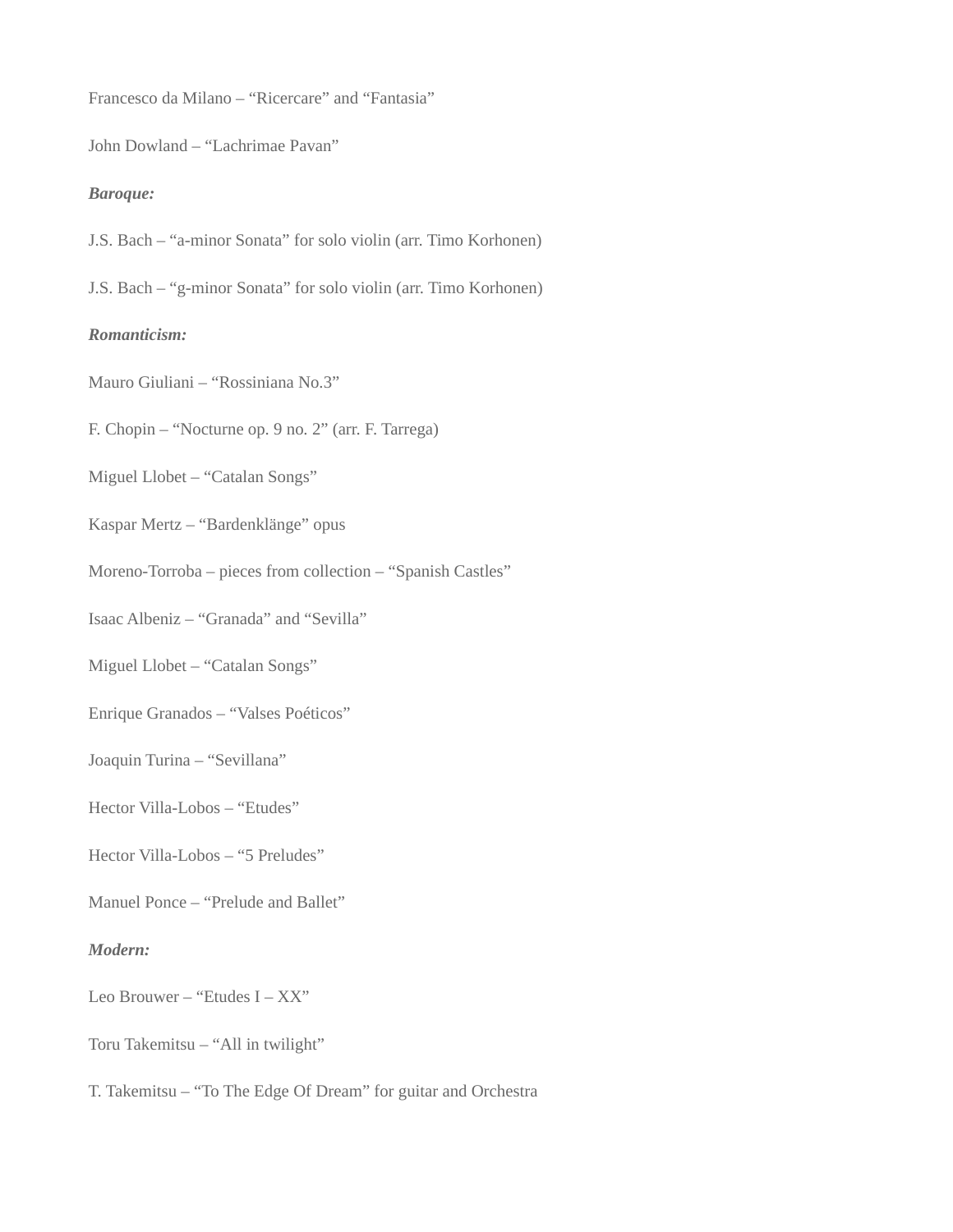Francesco da Milano – "Ricercare" and "Fantasia"

John Dowland – "Lachrimae Pavan"

***Baroque:***

J.S. Bach – "a-minor Sonata" for solo violin (arr. Timo Korhonen)

J.S. Bach – "g-minor Sonata" for solo violin (arr. Timo Korhonen)

***Romanticism:***

Mauro Giuliani – "Rossiniana No.3"

F. Chopin – "Nocturne op. 9 no. 2" (arr. F. Tarrega)

Miguel Llobet – "Catalan Songs"

Kaspar Mertz – "Bardenklänge" opus

Moreno-Torroba – pieces from collection – "Spanish Castles"

Isaac Albeniz – "Granada" and "Sevilla"

Miguel Llobet – "Catalan Songs"

Enrique Granados – "Valses Poéticos"

Joaquin Turina – "Sevillana"

Hector Villa-Lobos – "Etudes"

Hector Villa-Lobos – "5 Preludes"

Manuel Ponce – "Prelude and Ballet"

***Modern:***

Leo Brouwer – "Etudes I – XX"

Toru Takemitsu – "All in twilight"

T. Takemitsu – "To The Edge Of Dream" for guitar and Orchestra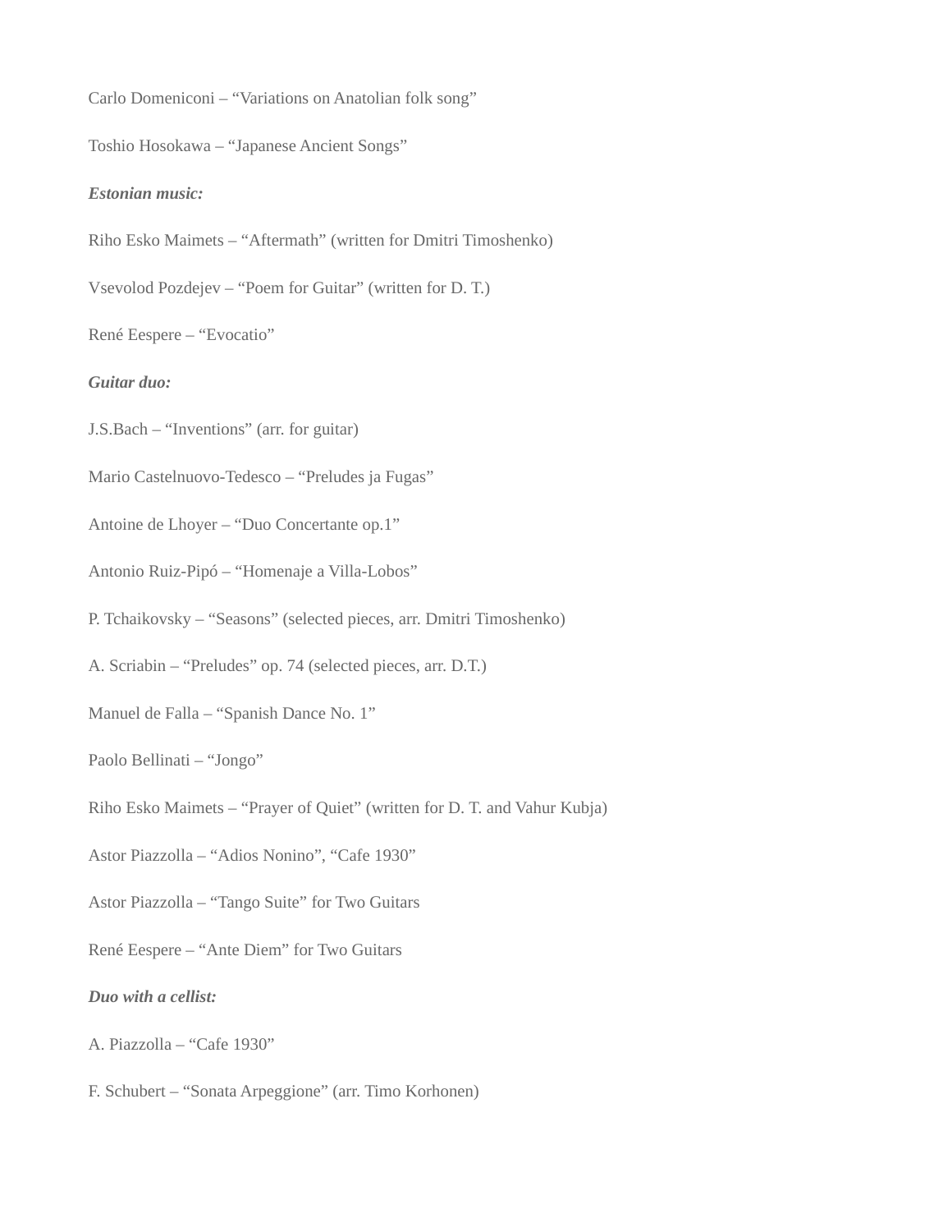Carlo Domeniconi – “Variations on Anatolian folk song”

Toshio Hosokawa – “Japanese Ancient Songs”

***Estonian music:***

Riho Esko Maimets – “Aftermath” (written for Dmitri Timoshenko)

Vsevolod Pozdejev – “Poem for Guitar” (written for D. T.)

René Eespere – “Evocatio”

***Guitar duo:***

J.S.Bach – “Inventions” (arr. for guitar)

Mario Castelnuovo-Tedesco – “Preludes ja Fugas”

Antoine de Lhoyer – “Duo Concertante op.1”

Antonio Ruiz-Pipó – “Homenaje a Villa-Lobos”

P. Tchaikovsky – “Seasons” (selected pieces, arr. Dmitri Timoshenko)

A. Scriabin – “Preludes” op. 74 (selected pieces, arr. D.T.)

Manuel de Falla – “Spanish Dance No. 1”

Paolo Bellinati – “Jongo”

Riho Esko Maimets – “Prayer of Quiet” (written for D. T. and Vahur Kubja)

Astor Piazzolla – “Adios Nonino”, “Cafe 1930”

Astor Piazzolla – “Tango Suite” for Two Guitars

René Eespere – “Ante Diem” for Two Guitars

***Duo with a cellist:***

A. Piazzolla – “Cafe 1930”

F. Schubert – “Sonata Arpeggione” (arr. Timo Korhonen)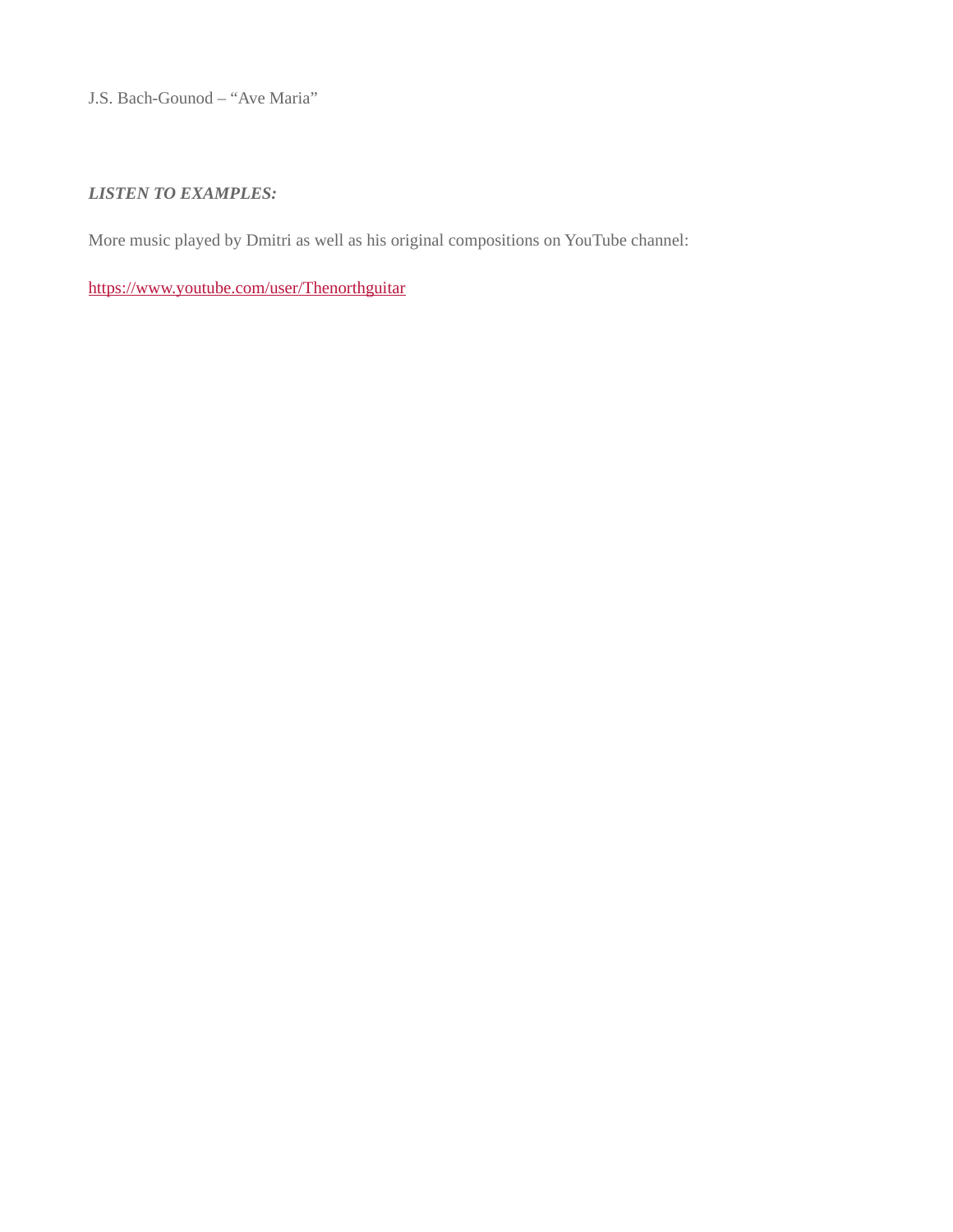J.S. Bach-Gounod – "Ave Maria"

***LISTEN TO EXAMPLES:***

More music played by Dmitri as well as his original compositions on YouTube channel:

https://www.youtube.com/user/Thenorthguitar